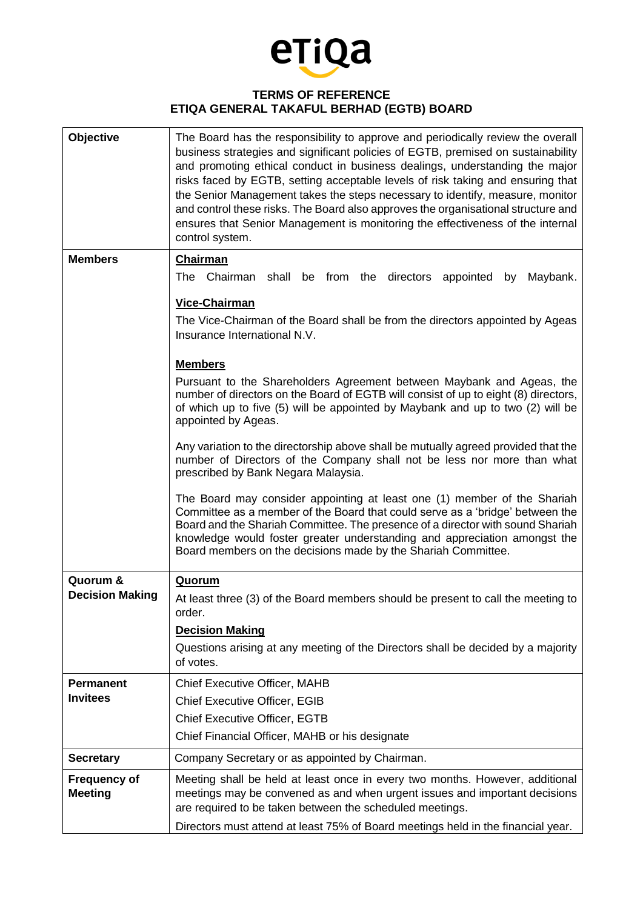eTiQa

# TERMS OF REFERENCE
# ETIQA GENERAL TAKAFUL BERHAD (EGTB) BOARD

| | |
|---|---|
| **Objective** | The Board has the responsibility to approve and periodically review the overall business strategies and significant policies of EGTB, premised on sustainability and promoting ethical conduct in business dealings, understanding the major risks faced by EGTB, setting acceptable levels of risk taking and ensuring that the Senior Management takes the steps necessary to identify, measure, monitor and control these risks. The Board also approves the organisational structure and ensures that Senior Management is monitoring the effectiveness of the internal control system. |
| **Members** | **Chairman**<br>The Chairman shall be from the directors appointed by Maybank.<br><br>**Vice-Chairman**<br>The Vice-Chairman of the Board shall be from the directors appointed by Ageas Insurance International N.V.<br><br>**Members**<br>Pursuant to the Shareholders Agreement between Maybank and Ageas, the number of directors on the Board of EGTB will consist of up to eight (8) directors, of which up to five (5) will be appointed by Maybank and up to two (2) will be appointed by Ageas.<br><br>Any variation to the directorship above shall be mutually agreed provided that the number of Directors of the Company shall not be less nor more than what prescribed by Bank Negara Malaysia.<br><br>The Board may consider appointing at least one (1) member of the Shariah Committee as a member of the Board that could serve as a 'bridge' between the Board and the Shariah Committee. The presence of a director with sound Shariah knowledge would foster greater understanding and appreciation amongst the Board members on the decisions made by the Shariah Committee. |
| **Quorum & Decision Making** | **Quorum**<br>At least three (3) of the Board members should be present to call the meeting to order.<br>**Decision Making**<br>Questions arising at any meeting of the Directors shall be decided by a majority of votes. |
| **Permanent Invitees** | Chief Executive Officer, MAHB<br>Chief Executive Officer, EGIB<br>Chief Executive Officer, EGTB<br>Chief Financial Officer, MAHB or his designate |
| **Secretary** | Company Secretary or as appointed by Chairman. |
| **Frequency of Meeting** | Meeting shall be held at least once in every two months. However, additional meetings may be convened as and when urgent issues and important decisions are required to be taken between the scheduled meetings.<br>Directors must attend at least 75% of Board meetings held in the financial year. |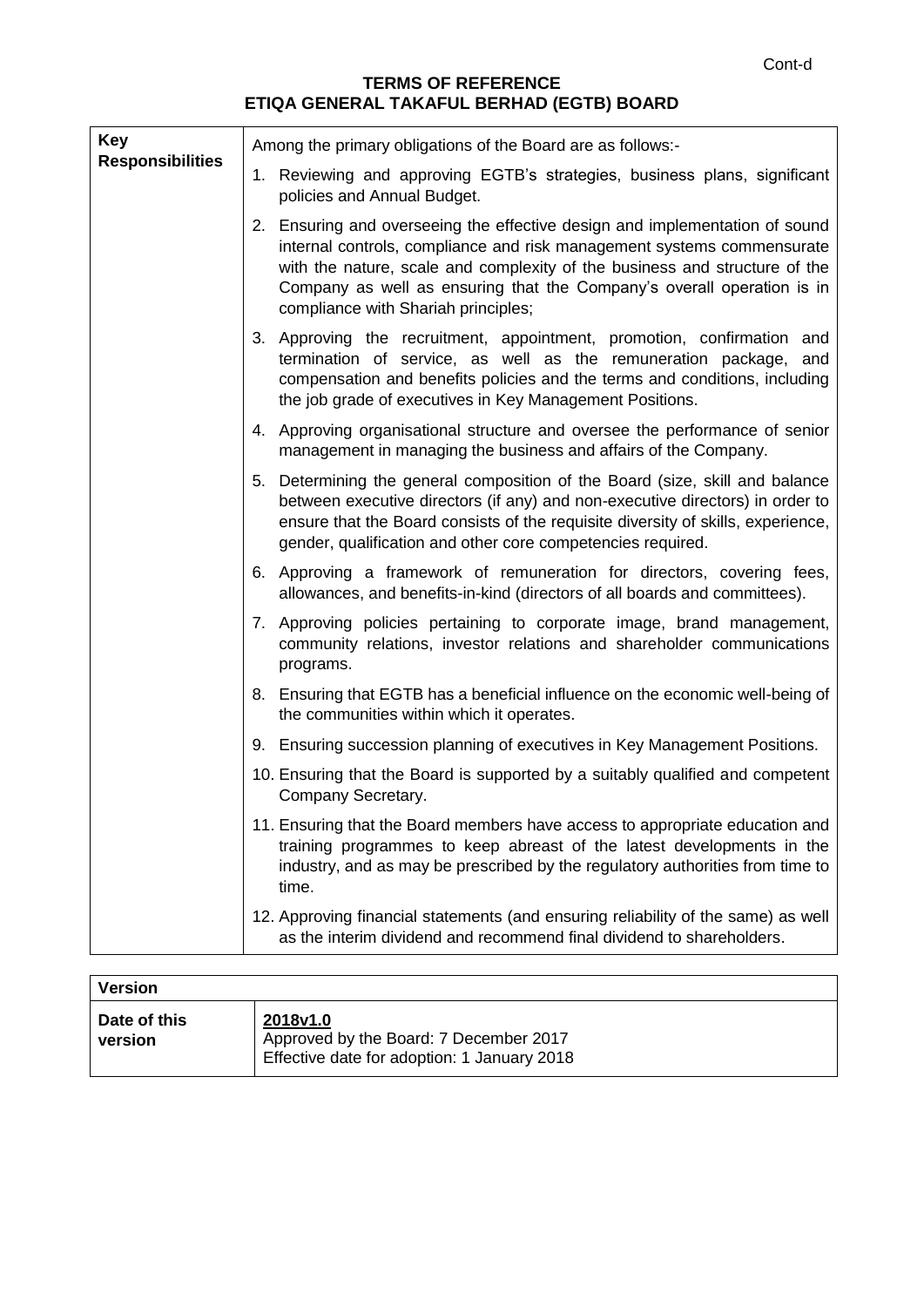Cont-d

**TERMS OF REFERENCE**
**ETIQA GENERAL TAKAFUL BERHAD (EGTB) BOARD**

| | |
|---|---|
| **Key Responsibilities** | Among the primary obligations of the Board are as follows:-<br><br>1. Reviewing and approving EGTB's strategies, business plans, significant policies and Annual Budget.<br>2. Ensuring and overseeing the effective design and implementation of sound internal controls, compliance and risk management systems commensurate with the nature, scale and complexity of the business and structure of the Company as well as ensuring that the Company's overall operation is in compliance with Shariah principles;<br>3. Approving the recruitment, appointment, promotion, confirmation and termination of service, as well as the remuneration package, and compensation and benefits policies and the terms and conditions, including the job grade of executives in Key Management Positions.<br>4. Approving organisational structure and oversee the performance of senior management in managing the business and affairs of the Company.<br>5. Determining the general composition of the Board (size, skill and balance between executive directors (if any) and non-executive directors) in order to ensure that the Board consists of the requisite diversity of skills, experience, gender, qualification and other core competencies required.<br>6. Approving a framework of remuneration for directors, covering fees, allowances, and benefits-in-kind (directors of all boards and committees).<br>7. Approving policies pertaining to corporate image, brand management, community relations, investor relations and shareholder communications programs.<br>8. Ensuring that EGTB has a beneficial influence on the economic well-being of the communities within which it operates.<br>9. Ensuring succession planning of executives in Key Management Positions.<br>10. Ensuring that the Board is supported by a suitably qualified and competent Company Secretary.<br>11. Ensuring that the Board members have access to appropriate education and training programmes to keep abreast of the latest developments in the industry, and as may be prescribed by the regulatory authorities from time to time.<br>12. Approving financial statements (and ensuring reliability of the same) as well as the interim dividend and recommend final dividend to shareholders. |

| **Version** | |
|---|---|
| **Date of this version** | <u>**2018v1.0**</u><br>Approved by the Board: 7 December 2017<br>Effective date for adoption: 1 January 2018 |